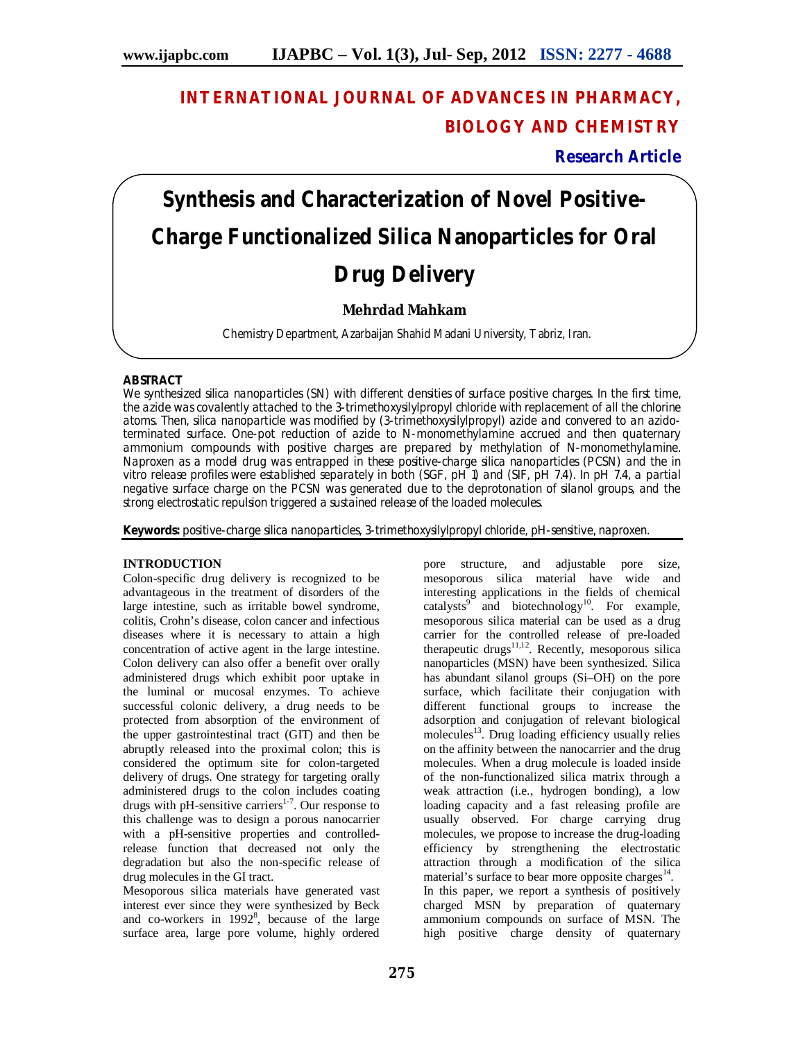# INTERNATIONAL JOURNAL OF ADVANCES IN PHARMACY, BIOLOGY AND CHEMISTRY

**Research Article**

# Synthesis and Characterization of Novel Positive-Charge Functionalized Silica Nanoparticles for Oral Drug Delivery

**Mehrdad Mahkam**

Chemistry Department, Azarbaijan Shahid Madani University, Tabriz, Iran.

## ABSTRACT

We synthesized silica nanoparticles (SN) with different densities of surface positive charges. In the first time, the azide was covalently attached to the 3-trimethoxysilylpropyl chloride with replacement of all the chlorine atoms. Then, silica nanoparticle was modified by (3-trimethoxysilylpropyl) azide and convered to an azido-terminated surface. One-pot reduction of azide to N-monomethylamine accrued and then quaternary ammonium compounds with positive charges are prepared by methylation of N-monomethylamine. Naproxen as a model drug was entrapped in these positive-charge silica nanoparticles (PCSN) and the in vitro release profiles were established separately in both (SGF, pH 1) and (SIF, pH 7.4). In pH 7.4, a partial negative surface charge on the PCSN was generated due to the deprotonation of silanol groups, and the strong electrostatic repulsion triggered a sustained release of the loaded molecules.

**Keywords:** positive-charge silica nanoparticles, 3-trimethoxysilylpropyl chloride, pH-sensitive, naproxen.

## INTRODUCTION

Colon-specific drug delivery is recognized to be advantageous in the treatment of disorders of the large intestine, such as irritable bowel syndrome, colitis, Crohn's disease, colon cancer and infectious diseases where it is necessary to attain a high concentration of active agent in the large intestine. Colon delivery can also offer a benefit over orally administered drugs which exhibit poor uptake in the luminal or mucosal enzymes. To achieve successful colonic delivery, a drug needs to be protected from absorption of the environment of the upper gastrointestinal tract (GIT) and then be abruptly released into the proximal colon; this is considered the optimum site for colon-targeted delivery of drugs. One strategy for targeting orally administered drugs to the colon includes coating drugs with pH-sensitive carriers[1-7]. Our response to this challenge was to design a porous nanocarrier with a pH-sensitive properties and controlled-release function that decreased not only the degradation but also the non-specific release of drug molecules in the GI tract.

Mesoporous silica materials have generated vast interest ever since they were synthesized by Beck and co-workers in 1992[8], because of the large surface area, large pore volume, highly ordered pore structure, and adjustable pore size, mesoporous silica material have wide and interesting applications in the fields of chemical catalysts[9] and biotechnology[10]. For example, mesoporous silica material can be used as a drug carrier for the controlled release of pre-loaded therapeutic drugs[11,12]. Recently, mesoporous silica nanoparticles (MSN) have been synthesized. Silica has abundant silanol groups (Si–OH) on the pore surface, which facilitate their conjugation with different functional groups to increase the adsorption and conjugation of relevant biological molecules[13]. Drug loading efficiency usually relies on the affinity between the nanocarrier and the drug molecules. When a drug molecule is loaded inside of the non-functionalized silica matrix through a weak attraction (i.e., hydrogen bonding), a low loading capacity and a fast releasing profile are usually observed. For charge carrying drug molecules, we propose to increase the drug-loading efficiency by strengthening the electrostatic attraction through a modification of the silica material's surface to bear more opposite charges[14].

In this paper, we report a synthesis of positively charged MSN by preparation of quaternary ammonium compounds on surface of MSN. The high positive charge density of quaternary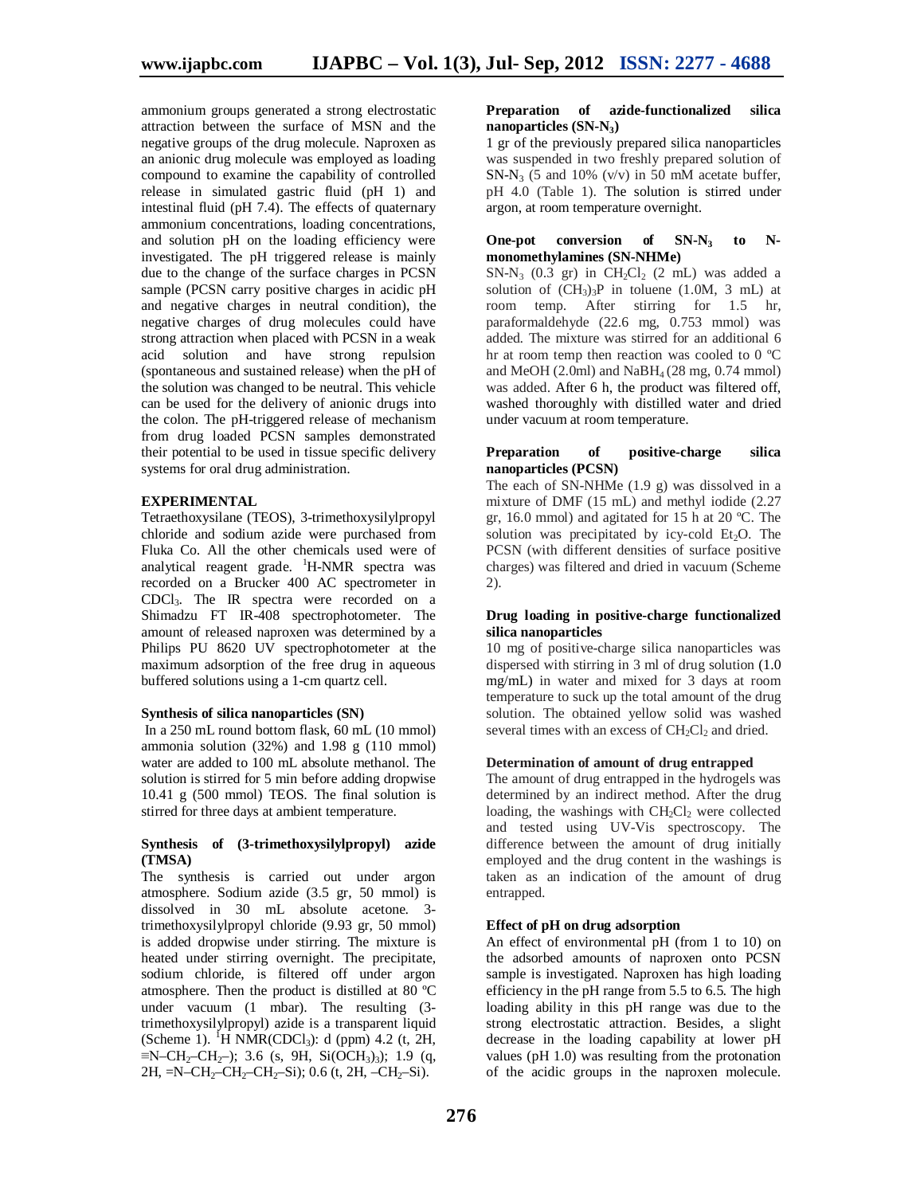ammonium groups generated a strong electrostatic attraction between the surface of MSN and the negative groups of the drug molecule. Naproxen as an anionic drug molecule was employed as loading compound to examine the capability of controlled release in simulated gastric fluid (pH 1) and intestinal fluid (pH 7.4). The effects of quaternary ammonium concentrations, loading concentrations, and solution pH on the loading efficiency were investigated. The pH triggered release is mainly due to the change of the surface charges in PCSN sample (PCSN carry positive charges in acidic pH and negative charges in neutral condition), the negative charges of drug molecules could have strong attraction when placed with PCSN in a weak acid solution and have strong repulsion (spontaneous and sustained release) when the pH of the solution was changed to be neutral. This vehicle can be used for the delivery of anionic drugs into the colon. The pH-triggered release of mechanism from drug loaded PCSN samples demonstrated their potential to be used in tissue specific delivery systems for oral drug administration.

## EXPERIMENTAL

Tetraethoxysilane (TEOS), 3-trimethoxysilylpropyl chloride and sodium azide were purchased from Fluka Co. All the other chemicals used were of analytical reagent grade. $^{1}$H-NMR spectra was recorded on a Brucker 400 AC spectrometer in $CDCl_3$. The IR spectra were recorded on a Shimadzu FT IR-408 spectrophotometer. The amount of released naproxen was determined by a Philips PU 8620 UV spectrophotometer at the maximum adsorption of the free drug in aqueous buffered solutions using a 1-cm quartz cell.

### Synthesis of silica nanoparticles (SN)

In a 250 mL round bottom flask, 60 mL (10 mmol) ammonia solution (32%) and 1.98 g (110 mmol) water are added to 100 mL absolute methanol. The solution is stirred for 5 min before adding dropwise 10.41 g (500 mmol) TEOS. The final solution is stirred for three days at ambient temperature.

### Synthesis of (3-trimethoxysilylpropyl) azide (TMSA)

The synthesis is carried out under argon atmosphere. Sodium azide (3.5 gr, 50 mmol) is dissolved in 30 mL absolute acetone. 3-trimethoxysilylpropyl chloride (9.93 gr, 50 mmol) is added dropwise under stirring. The mixture is heated under stirring overnight. The precipitate, sodium chloride, is filtered off under argon atmosphere. Then the product is distilled at 80 ºC under vacuum (1 mbar). The resulting (3-trimethoxysilylpropyl) azide is a transparent liquid (Scheme 1). $^{1}$H NMR($CDCl_3$): d (ppm) 4.2 (t, 2H, ≡N–$CH_2$–$CH_2$–); 3.6 (s, 9H, $Si(OCH_3)_3$); 1.9 (q, 2H, =N–$CH_2$–$CH_2$–$CH_2$–Si); 0.6 (t, 2H, –$CH_2$–Si).

### Preparation of azide-functionalized silica nanoparticles ($SN$-$N_3$)

1 gr of the previously prepared silica nanoparticles was suspended in two freshly prepared solution of $SN$-$N_3$ (5 and 10% (v/v) in 50 mM acetate buffer, pH 4.0 (Table 1). The solution is stirred under argon, at room temperature overnight.

### One-pot conversion of $SN$-$N_3$ to N-monomethylamines (SN-NHMe)

$SN$-$N_3$ (0.3 gr) in $CH_2Cl_2$ (2 mL) was added a solution of $(CH_3)_3P$ in toluene (1.0M, 3 mL) at room temp. After stirring for 1.5 hr, paraformaldehyde (22.6 mg, 0.753 mmol) was added. The mixture was stirred for an additional 6 hr at room temp then reaction was cooled to 0 ºC and MeOH (2.0ml) and $NaBH_4$ (28 mg, 0.74 mmol) was added. After 6 h, the product was filtered off, washed thoroughly with distilled water and dried under vacuum at room temperature.

### Preparation of positive-charge silica nanoparticles (PCSN)

The each of SN-NHMe (1.9 g) was dissolved in a mixture of DMF (15 mL) and methyl iodide (2.27 gr, 16.0 mmol) and agitated for 15 h at 20 ºC. The solution was precipitated by icy-cold $Et_2O$. The PCSN (with different densities of surface positive charges) was filtered and dried in vacuum (Scheme 2).

### Drug loading in positive-charge functionalized silica nanoparticles

10 mg of positive-charge silica nanoparticles was dispersed with stirring in 3 ml of drug solution (1.0 mg/mL) in water and mixed for 3 days at room temperature to suck up the total amount of the drug solution. The obtained yellow solid was washed several times with an excess of $CH_2Cl_2$ and dried.

### Determination of amount of drug entrapped

The amount of drug entrapped in the hydrogels was determined by an indirect method. After the drug loading, the washings with $CH_2Cl_2$ were collected and tested using UV-Vis spectroscopy. The difference between the amount of drug initially employed and the drug content in the washings is taken as an indication of the amount of drug entrapped.

### Effect of pH on drug adsorption

An effect of environmental pH (from 1 to 10) on the adsorbed amounts of naproxen onto PCSN sample is investigated. Naproxen has high loading efficiency in the pH range from 5.5 to 6.5. The high loading ability in this pH range was due to the strong electrostatic attraction. Besides, a slight decrease in the loading capability at lower pH values (pH 1.0) was resulting from the protonation of the acidic groups in the naproxen molecule.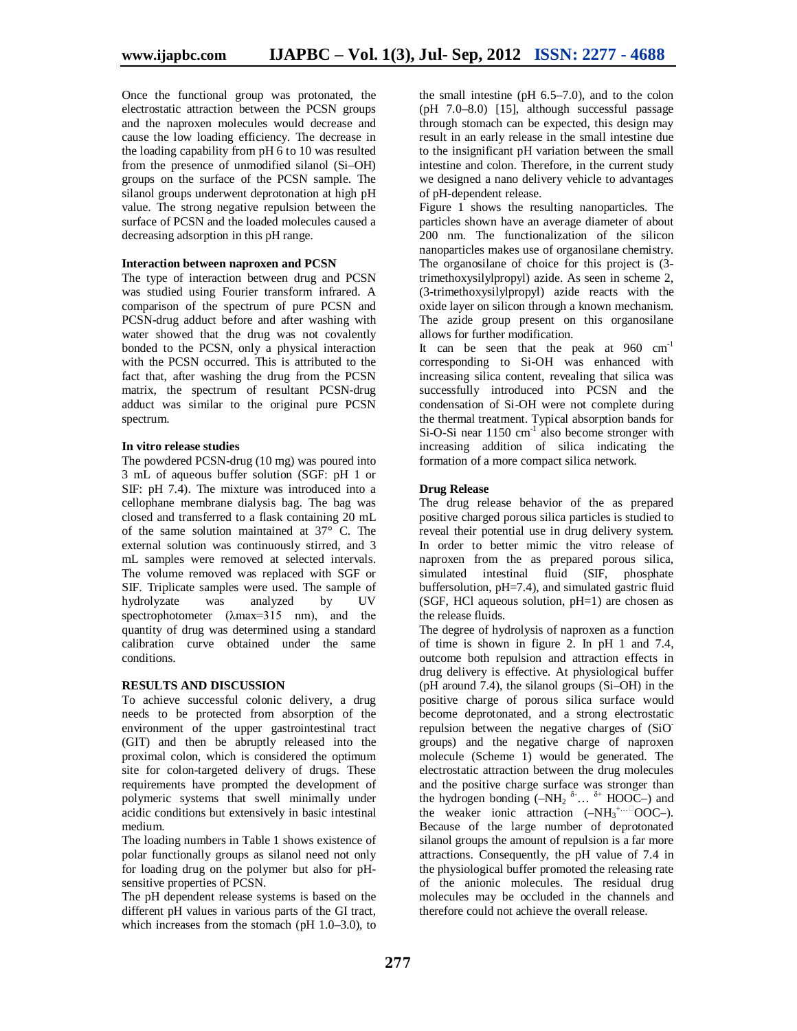Once the functional group was protonated, the electrostatic attraction between the PCSN groups and the naproxen molecules would decrease and cause the low loading efficiency. The decrease in the loading capability from pH 6 to 10 was resulted from the presence of unmodified silanol (Si–OH) groups on the surface of the PCSN sample. The silanol groups underwent deprotonation at high pH value. The strong negative repulsion between the surface of PCSN and the loaded molecules caused a decreasing adsorption in this pH range.

**Interaction between naproxen and PCSN**

The type of interaction between drug and PCSN was studied using Fourier transform infrared. A comparison of the spectrum of pure PCSN and PCSN-drug adduct before and after washing with water showed that the drug was not covalently bonded to the PCSN, only a physical interaction with the PCSN occurred. This is attributed to the fact that, after washing the drug from the PCSN matrix, the spectrum of resultant PCSN-drug adduct was similar to the original pure PCSN spectrum.

**In vitro release studies**

The powdered PCSN-drug (10 mg) was poured into 3 mL of aqueous buffer solution (SGF: pH 1 or SIF: pH 7.4). The mixture was introduced into a cellophane membrane dialysis bag. The bag was closed and transferred to a flask containing 20 mL of the same solution maintained at 37° C. The external solution was continuously stirred, and 3 mL samples were removed at selected intervals. The volume removed was replaced with SGF or SIF. Triplicate samples were used. The sample of hydrolyzate was analyzed by UV spectrophotometer ($\lambda$max=315 nm), and the quantity of drug was determined using a standard calibration curve obtained under the same conditions.

## RESULTS AND DISCUSSION

To achieve successful colonic delivery, a drug needs to be protected from absorption of the environment of the upper gastrointestinal tract (GIT) and then be abruptly released into the proximal colon, which is considered the optimum site for colon-targeted delivery of drugs. These requirements have prompted the development of polymeric systems that swell minimally under acidic conditions but extensively in basic intestinal medium.

The loading numbers in Table 1 shows existence of polar functionally groups as silanol need not only for loading drug on the polymer but also for pH-sensitive properties of PCSN.

The pH dependent release systems is based on the different pH values in various parts of the GI tract, which increases from the stomach (pH 1.0–3.0), to the small intestine (pH 6.5–7.0), and to the colon (pH 7.0–8.0) [15], although successful passage through stomach can be expected, this design may result in an early release in the small intestine due to the insignificant pH variation between the small intestine and colon. Therefore, in the current study we designed a nano delivery vehicle to advantages of pH-dependent release.

Figure 1 shows the resulting nanoparticles. The particles shown have an average diameter of about 200 nm. The functionalization of the silicon nanoparticles makes use of organosilane chemistry. The organosilane of choice for this project is (3-trimethoxysilylpropyl) azide. As seen in scheme 2, (3-trimethoxysilylpropyl) azide reacts with the oxide layer on silicon through a known mechanism. The azide group present on this organosilane allows for further modification.

It can be seen that the peak at 960 $cm^{-1}$ corresponding to Si-OH was enhanced with increasing silica content, revealing that silica was successfully introduced into PCSN and the condensation of Si-OH were not complete during the thermal treatment. Typical absorption bands for Si-O-Si near 1150 $cm^{-1}$ also become stronger with increasing addition of silica indicating the formation of a more compact silica network.

**Drug Release**

The drug release behavior of the as prepared positive charged porous silica particles is studied to reveal their potential use in drug delivery system. In order to better mimic the vitro release of naproxen from the as prepared porous silica, simulated intestinal fluid (SIF, phosphate buffersolution, pH=7.4), and simulated gastric fluid (SGF, HCl aqueous solution, pH=1) are chosen as the release fluids.

The degree of hydrolysis of naproxen as a function of time is shown in figure 2. In pH 1 and 7.4, outcome both repulsion and attraction effects in drug delivery is effective. At physiological buffer (pH around 7.4), the silanol groups (Si–OH) in the positive charge of porous silica surface would become deprotonated, and a strong electrostatic repulsion between the negative charges of ($SiO^-$ groups) and the negative charge of naproxen molecule (Scheme 1) would be generated. The electrostatic attraction between the drug molecules and the positive charge surface was stronger than the hydrogen bonding ($-NH_2^{\delta-} \ldots ^{\delta+}HOOC-$) and the weaker ionic attraction ($-NH_3^{+} \cdots {}^{-}OOC-$). Because of the large number of deprotonated silanol groups the amount of repulsion is a far more attractions. Consequently, the pH value of 7.4 in the physiological buffer promoted the releasing rate of the anionic molecules. The residual drug molecules may be occluded in the channels and therefore could not achieve the overall release.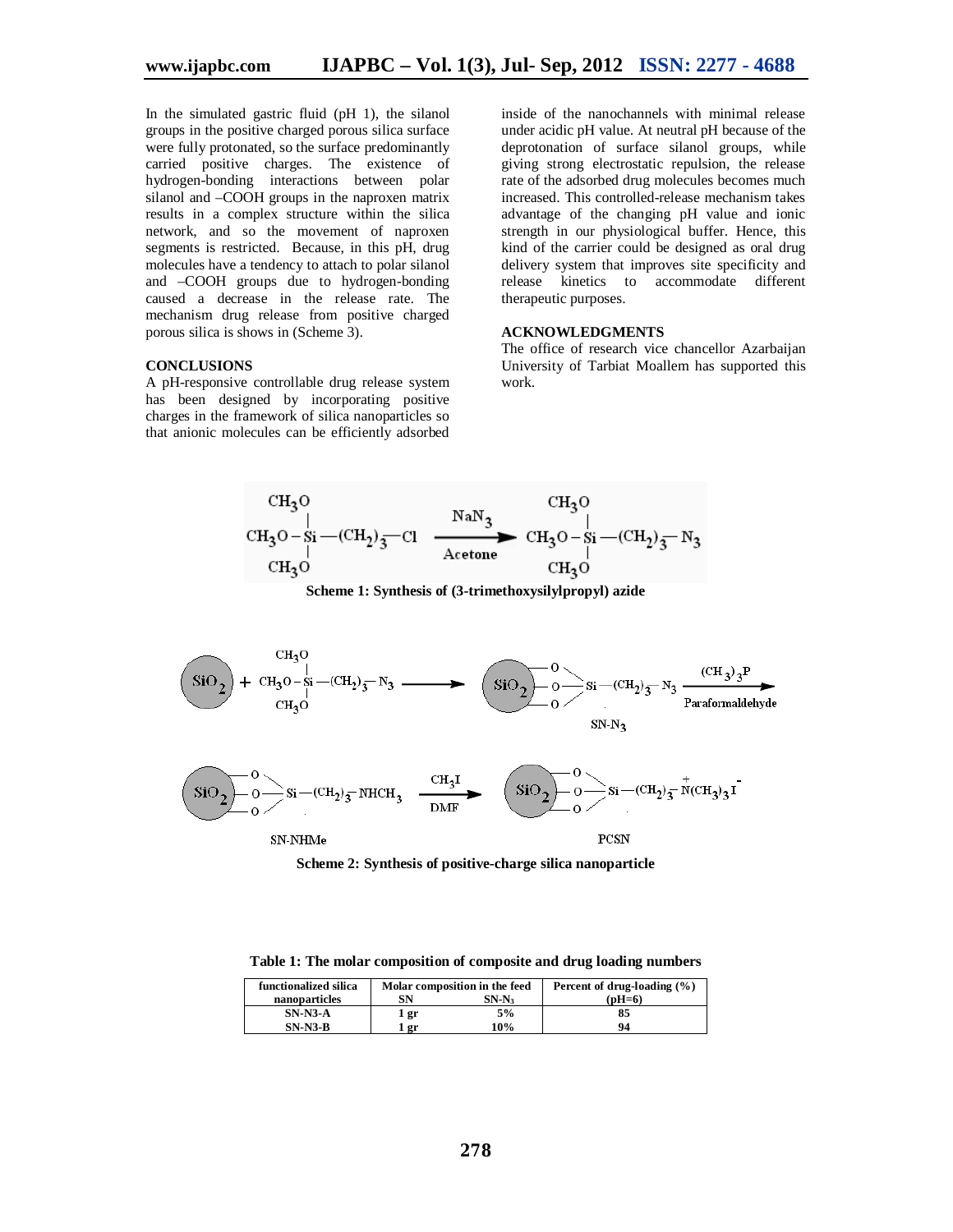In the simulated gastric fluid (pH 1), the silanol groups in the positive charged porous silica surface were fully protonated, so the surface predominantly carried positive charges. The existence of hydrogen-bonding interactions between polar silanol and –COOH groups in the naproxen matrix results in a complex structure within the silica network, and so the movement of naproxen segments is restricted. Because, in this pH, drug molecules have a tendency to attach to polar silanol and –COOH groups due to hydrogen-bonding caused a decrease in the release rate. The mechanism drug release from positive charged porous silica is shows in (Scheme 3).

## CONCLUSIONS

A pH-responsive controllable drug release system has been designed by incorporating positive charges in the framework of silica nanoparticles so that anionic molecules can be efficiently adsorbed inside of the nanochannels with minimal release under acidic pH value. At neutral pH because of the deprotonation of surface silanol groups, while giving strong electrostatic repulsion, the release rate of the adsorbed drug molecules becomes much increased. This controlled-release mechanism takes advantage of the changing pH value and ionic strength in our physiological buffer. Hence, this kind of the carrier could be designed as oral drug delivery system that improves site specificity and release kinetics to accommodate different therapeutic purposes.

## ACKNOWLEDGMENTS

The office of research vice chancellor Azarbaijan University of Tarbiat Moallem has supported this work.

$$(CH_3O)_3Si-(CH_2)_3-Cl \xrightarrow[\text{Acetone}]{NaN_3} (CH_3O)_3Si-(CH_2)_3-N_3$$

**Scheme 1: Synthesis of (3-trimethoxysilylpropyl) azide**

$$SiO_2 + (CH_3O)_3Si-(CH_2)_3-N_3 \longrightarrow SiO_2\text{-}(O)_3Si-(CH_2)_3-N_3 \ (\text{SN-}N_3) \xrightarrow[\text{Paraformaldehyde}]{(CH_3)_3P}$$

$$SiO_2\text{-}(O)_3Si-(CH_2)_3-NHCH_3 \ (\text{SN-NHMe}) \xrightarrow[\text{DMF}]{CH_3I} SiO_2\text{-}(O)_3Si-(CH_2)_3-\overset{+}{N}(CH_3)_3 I^- \ (\text{PCSN})$$

**Scheme 2: Synthesis of positive-charge silica nanoparticle**

**Table 1: The molar composition of composite and drug loading numbers**

| functionalized silica nanoparticles | Molar composition in the feed | | Percent of drug-loading (%) (pH=6) |
|---|---|---|---|
| | SN | $SN\text{-}N_3$ | |
| **SN-N3-A** | **1 gr** | **5%** | **85** |
| **SN-N3-B** | **1 gr** | **10%** | **94** |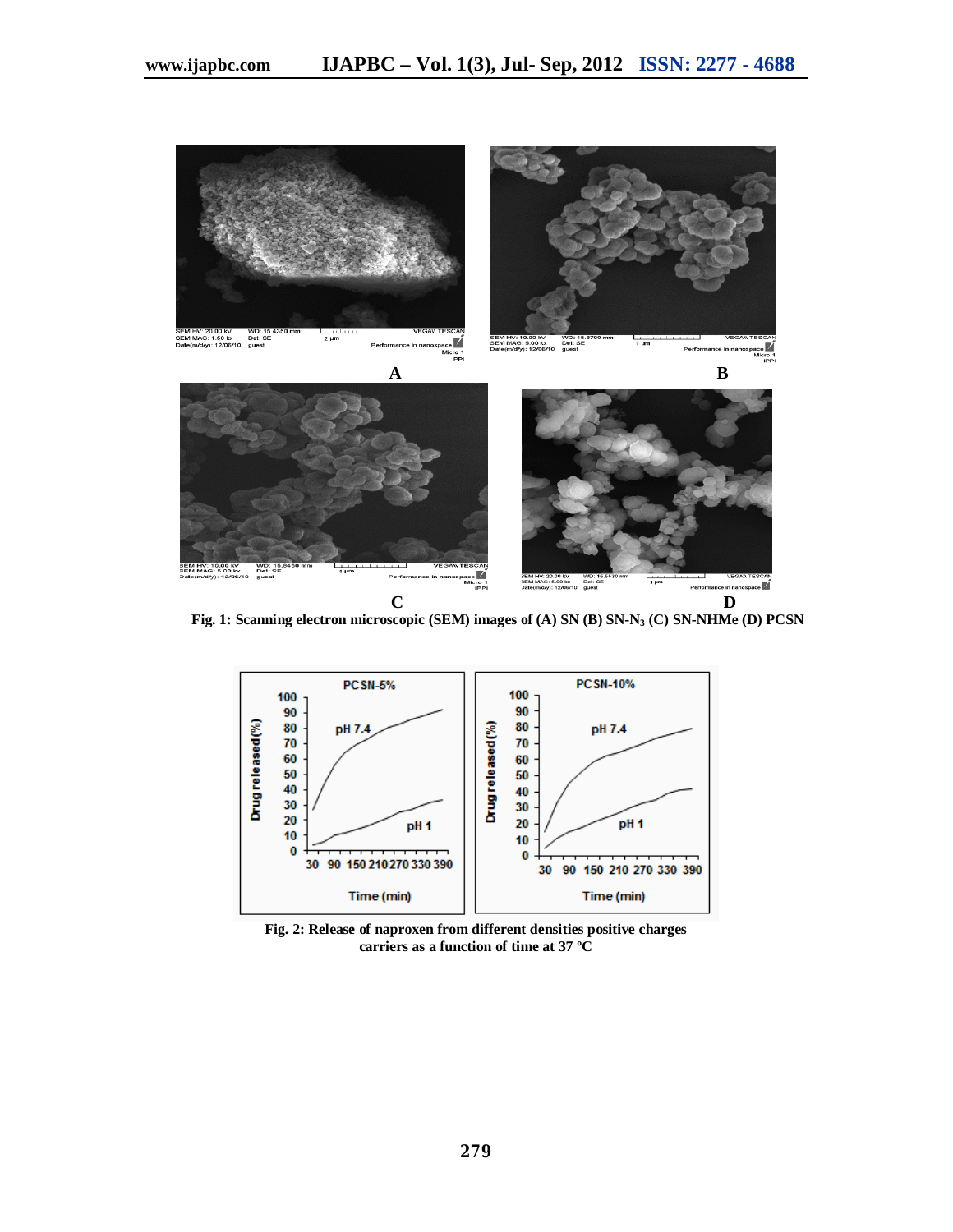Fig. 1: Scanning electron microscopic (SEM) images of (A) SN (B) SN-$N_3$ (C) SN-NHMe (D) PCSN

Fig. 2: Release of naproxen from different densities positive charges carriers as a function of time at 37 °C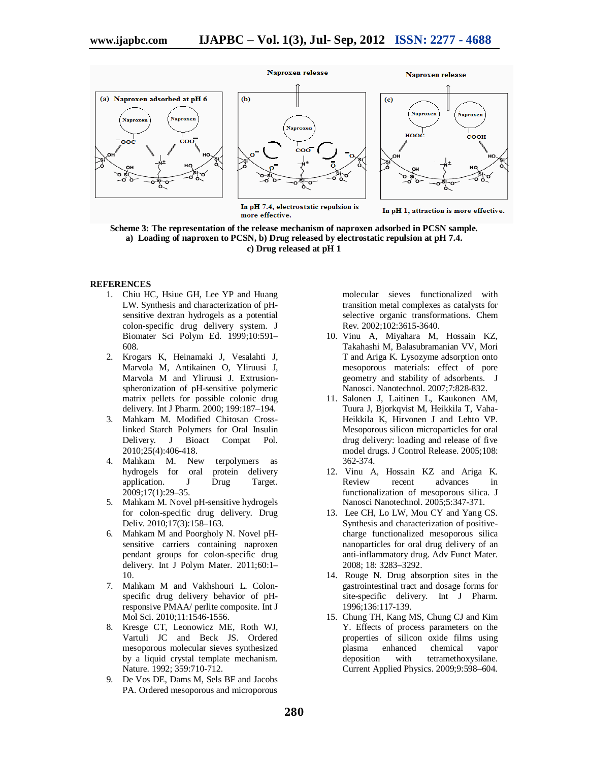Naproxen release

Naproxen release

(a) Naproxen adsorbed at pH 6

(b)

(c)

In pH 7.4, electrostatic repulsion is more effective.

In pH 1, attraction is more effective.

**Scheme 3: The representation of the release mechanism of naproxen adsorbed in PCSN sample.**
**a) Loading of naproxen to PCSN, b) Drug released by electrostatic repulsion at pH 7.4.**
**c) Drug released at pH 1**

## REFERENCES

1. Chiu HC, Hsiue GH, Lee YP and Huang LW. Synthesis and characterization of pH-sensitive dextran hydrogels as a potential colon-specific drug delivery system. J Biomater Sci Polym Ed. 1999;10:591–608.
2. Krogars K, Heinamaki J, Vesalahti J, Marvola M, Antikainen O, Yliruusi J, Marvola M and Yliruusi J. Extrusion-spheronization of pH-sensitive polymeric matrix pellets for possible colonic drug delivery. Int J Pharm. 2000; 199:187–194.
3. Mahkam M. Modified Chitosan Cross-linked Starch Polymers for Oral Insulin Delivery. J Bioact Compat Pol. 2010;25(4):406-418.
4. Mahkam M. New terpolymers as hydrogels for oral protein delivery application. J Drug Target. 2009;17(1):29–35.
5. Mahkam M. Novel pH-sensitive hydrogels for colon-specific drug delivery. Drug Deliv. 2010;17(3):158–163.
6. Mahkam M and Poorgholy N. Novel pH-sensitive carriers containing naproxen pendant groups for colon-specific drug delivery. Int J Polym Mater. 2011;60:1–10.
7. Mahkam M and Vakhshouri L. Colon-specific drug delivery behavior of pH-responsive PMAA/ perlite composite. Int J Mol Sci. 2010;11:1546-1556.
8. Kresge CT, Leonowicz ME, Roth WJ, Vartuli JC and Beck JS. Ordered mesoporous molecular sieves synthesized by a liquid crystal template mechanism. Nature. 1992; 359:710-712.
9. De Vos DE, Dams M, Sels BF and Jacobs PA. Ordered mesoporous and microporous molecular sieves functionalized with transition metal complexes as catalysts for selective organic transformations. Chem Rev. 2002;102:3615-3640.
10. Vinu A, Miyahara M, Hossain KZ, Takahashi M, Balasubramanian VV, Mori T and Ariga K. Lysozyme adsorption onto mesoporous materials: effect of pore geometry and stability of adsorbents. J Nanosci. Nanotechnol. 2007;7:828-832.
11. Salonen J, Laitinen L, Kaukonen AM, Tuura J, Bjorkqvist M, Heikkila T, Vaha-Heikkila K, Hirvonen J and Lehto VP. Mesoporous silicon microparticles for oral drug delivery: loading and release of five model drugs. J Control Release. 2005;108: 362-374.
12. Vinu A, Hossain KZ and Ariga K. Review recent advances in functionalization of mesoporous silica. J Nanosci Nanotechnol. 2005;5:347-371.
13. Lee CH, Lo LW, Mou CY and Yang CS. Synthesis and characterization of positive-charge functionalized mesoporous silica nanoparticles for oral drug delivery of an anti-inflammatory drug. Adv Funct Mater. 2008; 18: 3283–3292.
14. Rouge N. Drug absorption sites in the gastrointestinal tract and dosage forms for site-specific delivery. Int J Pharm. 1996;136:117-139.
15. Chung TH, Kang MS, Chung CJ and Kim Y. Effects of process parameters on the properties of silicon oxide films using plasma enhanced chemical vapor deposition with tetramethoxysilane. Current Applied Physics. 2009;9:598–604.